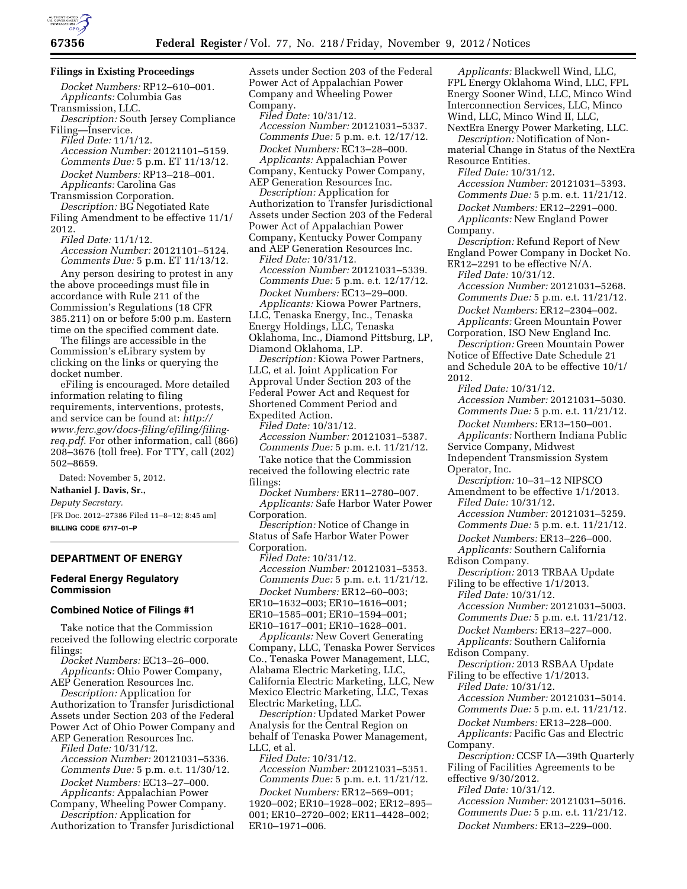**Filings in Existing Proceedings**

*Docket Numbers:* RP12–610–001.
*Applicants:* Columbia Gas Transmission, LLC.
*Description:* South Jersey Compliance Filing—Inservice.
*Filed Date:* 11/1/12.
*Accession Number:* 20121101–5159.
*Comments Due:* 5 p.m. ET 11/13/12.

*Docket Numbers:* RP13–218–001.
*Applicants:* Carolina Gas Transmission Corporation.
*Description:* BG Negotiated Rate Filing Amendment to be effective 11/1/2012.
*Filed Date:* 11/1/12.
*Accession Number:* 20121101–5124.
*Comments Due:* 5 p.m. ET 11/13/12.

Any person desiring to protest in any the above proceedings must file in accordance with Rule 211 of the Commission's Regulations (18 CFR 385.211) on or before 5:00 p.m. Eastern time on the specified comment date.

The filings are accessible in the Commission's eLibrary system by clicking on the links or querying the docket number.

eFiling is encouraged. More detailed information relating to filing requirements, interventions, protests, and service can be found at: *http://www.ferc.gov/docs-filing/efiling/filing-req.pdf*. For other information, call (866) 208–3676 (toll free). For TTY, call (202) 502–8659.

Dated: November 5, 2012.

**Nathaniel J. Davis, Sr.,**

*Deputy Secretary.*

[FR Doc. 2012–27386 Filed 11–8–12; 8:45 am]

**BILLING CODE 6717–01–P**

## DEPARTMENT OF ENERGY

### Federal Energy Regulatory Commission

### Combined Notice of Filings #1

Take notice that the Commission received the following electric corporate filings:

*Docket Numbers:* EC13–26–000.
*Applicants:* Ohio Power Company, AEP Generation Resources Inc.
*Description:* Application for Authorization to Transfer Jurisdictional Assets under Section 203 of the Federal Power Act of Ohio Power Company and AEP Generation Resources Inc.
*Filed Date:* 10/31/12.
*Accession Number:* 20121031–5336.
*Comments Due:* 5 p.m. e.t. 11/30/12.

*Docket Numbers:* EC13–27–000.
*Applicants:* Appalachian Power Company, Wheeling Power Company.
*Description:* Application for Authorization to Transfer Jurisdictional Assets under Section 203 of the Federal Power Act of Appalachian Power Company and Wheeling Power Company.
*Filed Date:* 10/31/12.
*Accession Number:* 20121031–5337.
*Comments Due:* 5 p.m. e.t. 12/17/12.

*Docket Numbers:* EC13–28–000.
*Applicants:* Appalachian Power Company, Kentucky Power Company, AEP Generation Resources Inc.
*Description:* Application for Authorization to Transfer Jurisdictional Assets under Section 203 of the Federal Power Act of Appalachian Power Company, Kentucky Power Company and AEP Generation Resources Inc.
*Filed Date:* 10/31/12.
*Accession Number:* 20121031–5339.
*Comments Due:* 5 p.m. e.t. 12/17/12.

*Docket Numbers:* EC13–29–000.
*Applicants:* Kiowa Power Partners, LLC, Tenaska Energy, Inc., Tenaska Energy Holdings, LLC, Tenaska Oklahoma, Inc., Diamond Pittsburg, LP, Diamond Oklahoma, LP.
*Description:* Kiowa Power Partners, LLC, et al. Joint Application For Approval Under Section 203 of the Federal Power Act and Request for Shortened Comment Period and Expedited Action.
*Filed Date:* 10/31/12.
*Accession Number:* 20121031–5387.
*Comments Due:* 5 p.m. e.t. 11/21/12.

Take notice that the Commission received the following electric rate filings:

*Docket Numbers:* ER11–2780–007.
*Applicants:* Safe Harbor Water Power Corporation.
*Description:* Notice of Change in Status of Safe Harbor Water Power Corporation.
*Filed Date:* 10/31/12.
*Accession Number:* 20121031–5353.
*Comments Due:* 5 p.m. e.t. 11/21/12.

*Docket Numbers:* ER12–60–003; ER10–1632–003; ER10–1616–001; ER10–1585–001; ER10–1594–001; ER10–1617–001; ER10–1628–001.
*Applicants:* New Covert Generating Company, LLC, Tenaska Power Services Co., Tenaska Power Management, LLC, Alabama Electric Marketing, LLC, California Electric Marketing, LLC, New Mexico Electric Marketing, LLC, Texas Electric Marketing, LLC.
*Description:* Updated Market Power Analysis for the Central Region on behalf of Tenaska Power Management, LLC, et al.
*Filed Date:* 10/31/12.
*Accession Number:* 20121031–5351.
*Comments Due:* 5 p.m. e.t. 11/21/12.

*Docket Numbers:* ER12–569–001; 1920–002; ER10–1928–002; ER12–895–001; ER10–2720–002; ER11–4428–002; ER10–1971–006.
*Applicants:* Blackwell Wind, LLC, FPL Energy Oklahoma Wind, LLC, FPL Energy Sooner Wind, LLC, Minco Wind Interconnection Services, LLC, Minco Wind, LLC, Minco Wind II, LLC, NextEra Energy Power Marketing, LLC.
*Description:* Notification of Non-material Change in Status of the NextEra Resource Entities.
*Filed Date:* 10/31/12.
*Accession Number:* 20121031–5393.
*Comments Due:* 5 p.m. e.t. 11/21/12.

*Docket Numbers:* ER12–2291–000.
*Applicants:* New England Power Company.
*Description:* Refund Report of New England Power Company in Docket No. ER12–2291 to be effective N/A.
*Filed Date:* 10/31/12.
*Accession Number:* 20121031–5268.
*Comments Due:* 5 p.m. e.t. 11/21/12.

*Docket Numbers:* ER12–2304–002.
*Applicants:* Green Mountain Power Corporation, ISO New England Inc.
*Description:* Green Mountain Power Notice of Effective Date Schedule 21 and Schedule 20A to be effective 10/1/2012.
*Filed Date:* 10/31/12.
*Accession Number:* 20121031–5030.
*Comments Due:* 5 p.m. e.t. 11/21/12.

*Docket Numbers:* ER13–150–001.
*Applicants:* Northern Indiana Public Service Company, Midwest Independent Transmission System Operator, Inc.
*Description:* 10–31–12 NIPSCO Amendment to be effective 1/1/2013.
*Filed Date:* 10/31/12.
*Accession Number:* 20121031–5259.
*Comments Due:* 5 p.m. e.t. 11/21/12.

*Docket Numbers:* ER13–226–000.
*Applicants:* Southern California Edison Company.
*Description:* 2013 TRBAA Update Filing to be effective 1/1/2013.
*Filed Date:* 10/31/12.
*Accession Number:* 20121031–5003.
*Comments Due:* 5 p.m. e.t. 11/21/12.

*Docket Numbers:* ER13–227–000.
*Applicants:* Southern California Edison Company.
*Description:* 2013 RSBAA Update Filing to be effective 1/1/2013.
*Filed Date:* 10/31/12.
*Accession Number:* 20121031–5014.
*Comments Due:* 5 p.m. e.t. 11/21/12.

*Docket Numbers:* ER13–228–000.
*Applicants:* Pacific Gas and Electric Company.
*Description:* CCSF IA—39th Quarterly Filing of Facilities Agreements to be effective 9/30/2012.
*Filed Date:* 10/31/12.
*Accession Number:* 20121031–5016.
*Comments Due:* 5 p.m. e.t. 11/21/12.

*Docket Numbers:* ER13–229–000.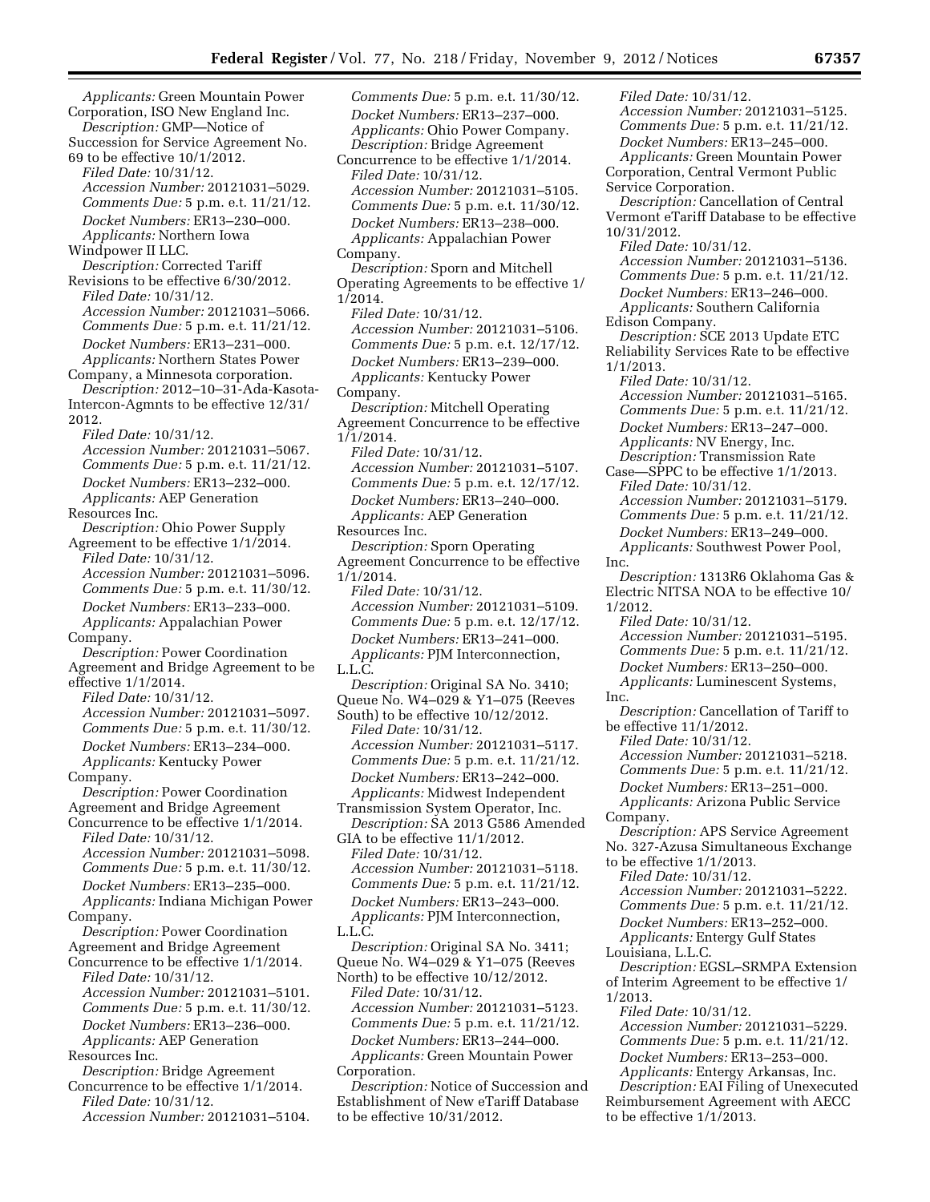*Applicants:* Green Mountain Power Corporation, ISO New England Inc.
*Description:* GMP—Notice of Succession for Service Agreement No. 69 to be effective 10/1/2012.
*Filed Date:* 10/31/12.
*Accession Number:* 20121031–5029.
*Comments Due:* 5 p.m. e.t. 11/21/12.
*Docket Numbers:* ER13–230–000.
*Applicants:* Northern Iowa Windpower II LLC.
*Description:* Corrected Tariff Revisions to be effective 6/30/2012.
*Filed Date:* 10/31/12.
*Accession Number:* 20121031–5066.
*Comments Due:* 5 p.m. e.t. 11/21/12.
*Docket Numbers:* ER13–231–000.
*Applicants:* Northern States Power Company, a Minnesota corporation.
*Description:* 2012–10–31-Ada-Kasota-Intercon-Agmnts to be effective 12/31/2012.
*Filed Date:* 10/31/12.
*Accession Number:* 20121031–5067.
*Comments Due:* 5 p.m. e.t. 11/21/12.
*Docket Numbers:* ER13–232–000.
*Applicants:* AEP Generation Resources Inc.
*Description:* Ohio Power Supply Agreement to be effective 1/1/2014.
*Filed Date:* 10/31/12.
*Accession Number:* 20121031–5096.
*Comments Due:* 5 p.m. e.t. 11/30/12.
*Docket Numbers:* ER13–233–000.
*Applicants:* Appalachian Power Company.
*Description:* Power Coordination Agreement and Bridge Agreement to be effective 1/1/2014.
*Filed Date:* 10/31/12.
*Accession Number:* 20121031–5097.
*Comments Due:* 5 p.m. e.t. 11/30/12.
*Docket Numbers:* ER13–234–000.
*Applicants:* Kentucky Power Company.
*Description:* Power Coordination Agreement and Bridge Agreement Concurrence to be effective 1/1/2014.
*Filed Date:* 10/31/12.
*Accession Number:* 20121031–5098.
*Comments Due:* 5 p.m. e.t. 11/30/12.
*Docket Numbers:* ER13–235–000.
*Applicants:* Indiana Michigan Power Company.
*Description:* Power Coordination Agreement and Bridge Agreement Concurrence to be effective 1/1/2014.
*Filed Date:* 10/31/12.
*Accession Number:* 20121031–5101.
*Comments Due:* 5 p.m. e.t. 11/30/12.
*Docket Numbers:* ER13–236–000.
*Applicants:* AEP Generation Resources Inc.
*Description:* Bridge Agreement Concurrence to be effective 1/1/2014.
*Filed Date:* 10/31/12.
*Accession Number:* 20121031–5104.
*Comments Due:* 5 p.m. e.t. 11/30/12.
*Docket Numbers:* ER13–237–000.
*Applicants:* Ohio Power Company.
*Description:* Bridge Agreement Concurrence to be effective 1/1/2014.
*Filed Date:* 10/31/12.
*Accession Number:* 20121031–5105.
*Comments Due:* 5 p.m. e.t. 11/30/12.
*Docket Numbers:* ER13–238–000.
*Applicants:* Appalachian Power Company.
*Description:* Sporn and Mitchell Operating Agreements to be effective 1/1/2014.
*Filed Date:* 10/31/12.
*Accession Number:* 20121031–5106.
*Comments Due:* 5 p.m. e.t. 12/17/12.
*Docket Numbers:* ER13–239–000.
*Applicants:* Kentucky Power Company.
*Description:* Mitchell Operating Agreement Concurrence to be effective 1/1/2014.
*Filed Date:* 10/31/12.
*Accession Number:* 20121031–5107.
*Comments Due:* 5 p.m. e.t. 12/17/12.
*Docket Numbers:* ER13–240–000.
*Applicants:* AEP Generation Resources Inc.
*Description:* Sporn Operating Agreement Concurrence to be effective 1/1/2014.
*Filed Date:* 10/31/12.
*Accession Number:* 20121031–5109.
*Comments Due:* 5 p.m. e.t. 12/17/12.
*Docket Numbers:* ER13–241–000.
*Applicants:* PJM Interconnection, L.L.C.
*Description:* Original SA No. 3410; Queue No. W4–029 & Y1–075 (Reeves South) to be effective 10/12/2012.
*Filed Date:* 10/31/12.
*Accession Number:* 20121031–5117.
*Comments Due:* 5 p.m. e.t. 11/21/12.
*Docket Numbers:* ER13–242–000.
*Applicants:* Midwest Independent Transmission System Operator, Inc.
*Description:* SA 2013 G586 Amended GIA to be effective 11/1/2012.
*Filed Date:* 10/31/12.
*Accession Number:* 20121031–5118.
*Comments Due:* 5 p.m. e.t. 11/21/12.
*Docket Numbers:* ER13–243–000.
*Applicants:* PJM Interconnection, L.L.C.
*Description:* Original SA No. 3411; Queue No. W4–029 & Y1–075 (Reeves North) to be effective 10/12/2012.
*Filed Date:* 10/31/12.
*Accession Number:* 20121031–5123.
*Comments Due:* 5 p.m. e.t. 11/21/12.
*Docket Numbers:* ER13–244–000.
*Applicants:* Green Mountain Power Corporation.
*Description:* Notice of Succession and Establishment of New eTariff Database to be effective 10/31/2012.
*Filed Date:* 10/31/12.
*Accession Number:* 20121031–5125.
*Comments Due:* 5 p.m. e.t. 11/21/12.
*Docket Numbers:* ER13–245–000.
*Applicants:* Green Mountain Power Corporation, Central Vermont Public Service Corporation.
*Description:* Cancellation of Central Vermont eTariff Database to be effective 10/31/2012.
*Filed Date:* 10/31/12.
*Accession Number:* 20121031–5136.
*Comments Due:* 5 p.m. e.t. 11/21/12.
*Docket Numbers:* ER13–246–000.
*Applicants:* Southern California Edison Company.
*Description:* SCE 2013 Update ETC Reliability Services Rate to be effective 1/1/2013.
*Filed Date:* 10/31/12.
*Accession Number:* 20121031–5165.
*Comments Due:* 5 p.m. e.t. 11/21/12.
*Docket Numbers:* ER13–247–000.
*Applicants:* NV Energy, Inc.
*Description:* Transmission Rate Case—SPPC to be effective 1/1/2013.
*Filed Date:* 10/31/12.
*Accession Number:* 20121031–5179.
*Comments Due:* 5 p.m. e.t. 11/21/12.
*Docket Numbers:* ER13–249–000.
*Applicants:* Southwest Power Pool, Inc.
*Description:* 1313R6 Oklahoma Gas & Electric NITSA NOA to be effective 10/1/2012.
*Filed Date:* 10/31/12.
*Accession Number:* 20121031–5195.
*Comments Due:* 5 p.m. e.t. 11/21/12.
*Docket Numbers:* ER13–250–000.
*Applicants:* Luminescent Systems, Inc.
*Description:* Cancellation of Tariff to be effective 11/1/2012.
*Filed Date:* 10/31/12.
*Accession Number:* 20121031–5218.
*Comments Due:* 5 p.m. e.t. 11/21/12.
*Docket Numbers:* ER13–251–000.
*Applicants:* Arizona Public Service Company.
*Description:* APS Service Agreement No. 327-Azusa Simultaneous Exchange to be effective 1/1/2013.
*Filed Date:* 10/31/12.
*Accession Number:* 20121031–5222.
*Comments Due:* 5 p.m. e.t. 11/21/12.
*Docket Numbers:* ER13–252–000.
*Applicants:* Entergy Gulf States Louisiana, L.L.C.
*Description:* EGSL–SRMPA Extension of Interim Agreement to be effective 1/1/2013.
*Filed Date:* 10/31/12.
*Accession Number:* 20121031–5229.
*Comments Due:* 5 p.m. e.t. 11/21/12.
*Docket Numbers:* ER13–253–000.
*Applicants:* Entergy Arkansas, Inc.
*Description:* EAI Filing of Unexecuted Reimbursement Agreement with AECC to be effective 1/1/2013.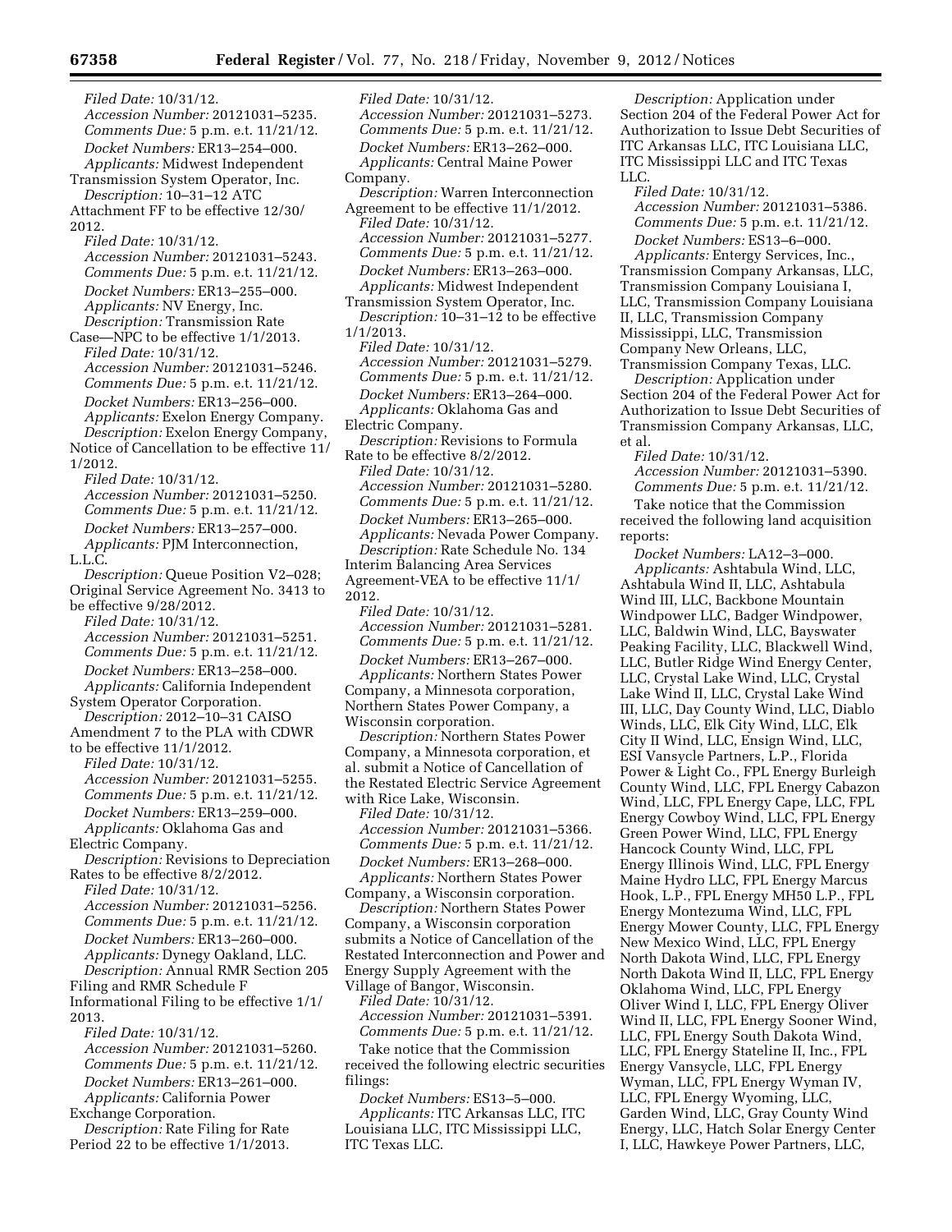*Filed Date:* 10/31/12.
*Accession Number:* 20121031–5235.
*Comments Due:* 5 p.m. e.t. 11/21/12.
*Docket Numbers:* ER13–254–000.
*Applicants:* Midwest Independent Transmission System Operator, Inc.
*Description:* 10–31–12 ATC Attachment FF to be effective 12/30/2012.
*Filed Date:* 10/31/12.
*Accession Number:* 20121031–5243.
*Comments Due:* 5 p.m. e.t. 11/21/12.
*Docket Numbers:* ER13–255–000.
*Applicants:* NV Energy, Inc.
*Description:* Transmission Rate Case—NPC to be effective 1/1/2013.
*Filed Date:* 10/31/12.
*Accession Number:* 20121031–5246.
*Comments Due:* 5 p.m. e.t. 11/21/12.
*Docket Numbers:* ER13–256–000.
*Applicants:* Exelon Energy Company.
*Description:* Exelon Energy Company, Notice of Cancellation to be effective 11/1/2012.
*Filed Date:* 10/31/12.
*Accession Number:* 20121031–5250.
*Comments Due:* 5 p.m. e.t. 11/21/12.
*Docket Numbers:* ER13–257–000.
*Applicants:* PJM Interconnection, L.L.C.
*Description:* Queue Position V2–028; Original Service Agreement No. 3413 to be effective 9/28/2012.
*Filed Date:* 10/31/12.
*Accession Number:* 20121031–5251.
*Comments Due:* 5 p.m. e.t. 11/21/12.
*Docket Numbers:* ER13–258–000.
*Applicants:* California Independent System Operator Corporation.
*Description:* 2012–10–31 CAISO Amendment 7 to the PLA with CDWR to be effective 11/1/2012.
*Filed Date:* 10/31/12.
*Accession Number:* 20121031–5255.
*Comments Due:* 5 p.m. e.t. 11/21/12.
*Docket Numbers:* ER13–259–000.
*Applicants:* Oklahoma Gas and Electric Company.
*Description:* Revisions to Depreciation Rates to be effective 8/2/2012.
*Filed Date:* 10/31/12.
*Accession Number:* 20121031–5256.
*Comments Due:* 5 p.m. e.t. 11/21/12.
*Docket Numbers:* ER13–260–000.
*Applicants:* Dynegy Oakland, LLC.
*Description:* Annual RMR Section 205 Filing and RMR Schedule F Informational Filing to be effective 1/1/2013.
*Filed Date:* 10/31/12.
*Accession Number:* 20121031–5260.
*Comments Due:* 5 p.m. e.t. 11/21/12.
*Docket Numbers:* ER13–261–000.
*Applicants:* California Power Exchange Corporation.
*Description:* Rate Filing for Rate Period 22 to be effective 1/1/2013.
*Filed Date:* 10/31/12.
*Accession Number:* 20121031–5273.
*Comments Due:* 5 p.m. e.t. 11/21/12.
*Docket Numbers:* ER13–262–000.
*Applicants:* Central Maine Power Company.
*Description:* Warren Interconnection Agreement to be effective 11/1/2012.
*Filed Date:* 10/31/12.
*Accession Number:* 20121031–5277.
*Comments Due:* 5 p.m. e.t. 11/21/12.
*Docket Numbers:* ER13–263–000.
*Applicants:* Midwest Independent Transmission System Operator, Inc.
*Description:* 10–31–12 to be effective 1/1/2013.
*Filed Date:* 10/31/12.
*Accession Number:* 20121031–5279.
*Comments Due:* 5 p.m. e.t. 11/21/12.
*Docket Numbers:* ER13–264–000.
*Applicants:* Oklahoma Gas and Electric Company.
*Description:* Revisions to Formula Rate to be effective 8/2/2012.
*Filed Date:* 10/31/12.
*Accession Number:* 20121031–5280.
*Comments Due:* 5 p.m. e.t. 11/21/12.
*Docket Numbers:* ER13–265–000.
*Applicants:* Nevada Power Company.
*Description:* Rate Schedule No. 134 Interim Balancing Area Services Agreement-VEA to be effective 11/1/2012.
*Filed Date:* 10/31/12.
*Accession Number:* 20121031–5281.
*Comments Due:* 5 p.m. e.t. 11/21/12.
*Docket Numbers:* ER13–267–000.
*Applicants:* Northern States Power Company, a Minnesota corporation, Northern States Power Company, a Wisconsin corporation.
*Description:* Northern States Power Company, a Minnesota corporation, et al. submit a Notice of Cancellation of the Restated Electric Service Agreement with Rice Lake, Wisconsin.
*Filed Date:* 10/31/12.
*Accession Number:* 20121031–5366.
*Comments Due:* 5 p.m. e.t. 11/21/12.
*Docket Numbers:* ER13–268–000.
*Applicants:* Northern States Power Company, a Wisconsin corporation.
*Description:* Northern States Power Company, a Wisconsin corporation submits a Notice of Cancellation of the Restated Interconnection and Power and Energy Supply Agreement with the Village of Bangor, Wisconsin.
*Filed Date:* 10/31/12.
*Accession Number:* 20121031–5391.
*Comments Due:* 5 p.m. e.t. 11/21/12.

Take notice that the Commission received the following electric securities filings:

*Docket Numbers:* ES13–5–000.
*Applicants:* ITC Arkansas LLC, ITC Louisiana LLC, ITC Mississippi LLC, ITC Texas LLC.
*Description:* Application under Section 204 of the Federal Power Act for Authorization to Issue Debt Securities of ITC Arkansas LLC, ITC Louisiana LLC, ITC Mississippi LLC and ITC Texas LLC.
*Filed Date:* 10/31/12.
*Accession Number:* 20121031–5386.
*Comments Due:* 5 p.m. e.t. 11/21/12.
*Docket Numbers:* ES13–6–000.
*Applicants:* Entergy Services, Inc., Transmission Company Arkansas, LLC, Transmission Company Louisiana I, LLC, Transmission Company Louisiana II, LLC, Transmission Company Mississippi, LLC, Transmission Company New Orleans, LLC, Transmission Company Texas, LLC.
*Description:* Application under Section 204 of the Federal Power Act for Authorization to Issue Debt Securities of Transmission Company Arkansas, LLC, et al.
*Filed Date:* 10/31/12.
*Accession Number:* 20121031–5390.
*Comments Due:* 5 p.m. e.t. 11/21/12.

Take notice that the Commission received the following land acquisition reports:

*Docket Numbers:* LA12–3–000.
*Applicants:* Ashtabula Wind, LLC, Ashtabula Wind II, LLC, Ashtabula Wind III, LLC, Backbone Mountain Windpower LLC, Badger Windpower, LLC, Baldwin Wind, LLC, Bayswater Peaking Facility, LLC, Blackwell Wind, LLC, Butler Ridge Wind Energy Center, LLC, Crystal Lake Wind, LLC, Crystal Lake Wind II, LLC, Crystal Lake Wind III, LLC, Day County Wind, LLC, Diablo Winds, LLC, Elk City Wind, LLC, Elk City II Wind, LLC, Ensign Wind, LLC, ESI Vansycle Partners, L.P., Florida Power & Light Co., FPL Energy Burleigh County Wind, LLC, FPL Energy Cabazon Wind, LLC, FPL Energy Cape, LLC, FPL Energy Cowboy Wind, LLC, FPL Energy Green Power Wind, LLC, FPL Energy Hancock County Wind, LLC, FPL Energy Illinois Wind, LLC, FPL Energy Maine Hydro LLC, FPL Energy Marcus Hook, L.P., FPL Energy MH50 L.P., FPL Energy Montezuma Wind, LLC, FPL Energy Mower County, LLC, FPL Energy New Mexico Wind, LLC, FPL Energy North Dakota Wind, LLC, FPL Energy North Dakota Wind II, LLC, FPL Energy Oklahoma Wind, LLC, FPL Energy Oliver Wind I, LLC, FPL Energy Oliver Wind II, LLC, FPL Energy Sooner Wind, LLC, FPL Energy South Dakota Wind, LLC, FPL Energy Stateline II, Inc., FPL Energy Vansycle, LLC, FPL Energy Wyman, LLC, FPL Energy Wyman IV, LLC, FPL Energy Wyoming, LLC, Garden Wind, LLC, Gray County Wind Energy, LLC, Hatch Solar Energy Center I, LLC, Hawkeye Power Partners, LLC,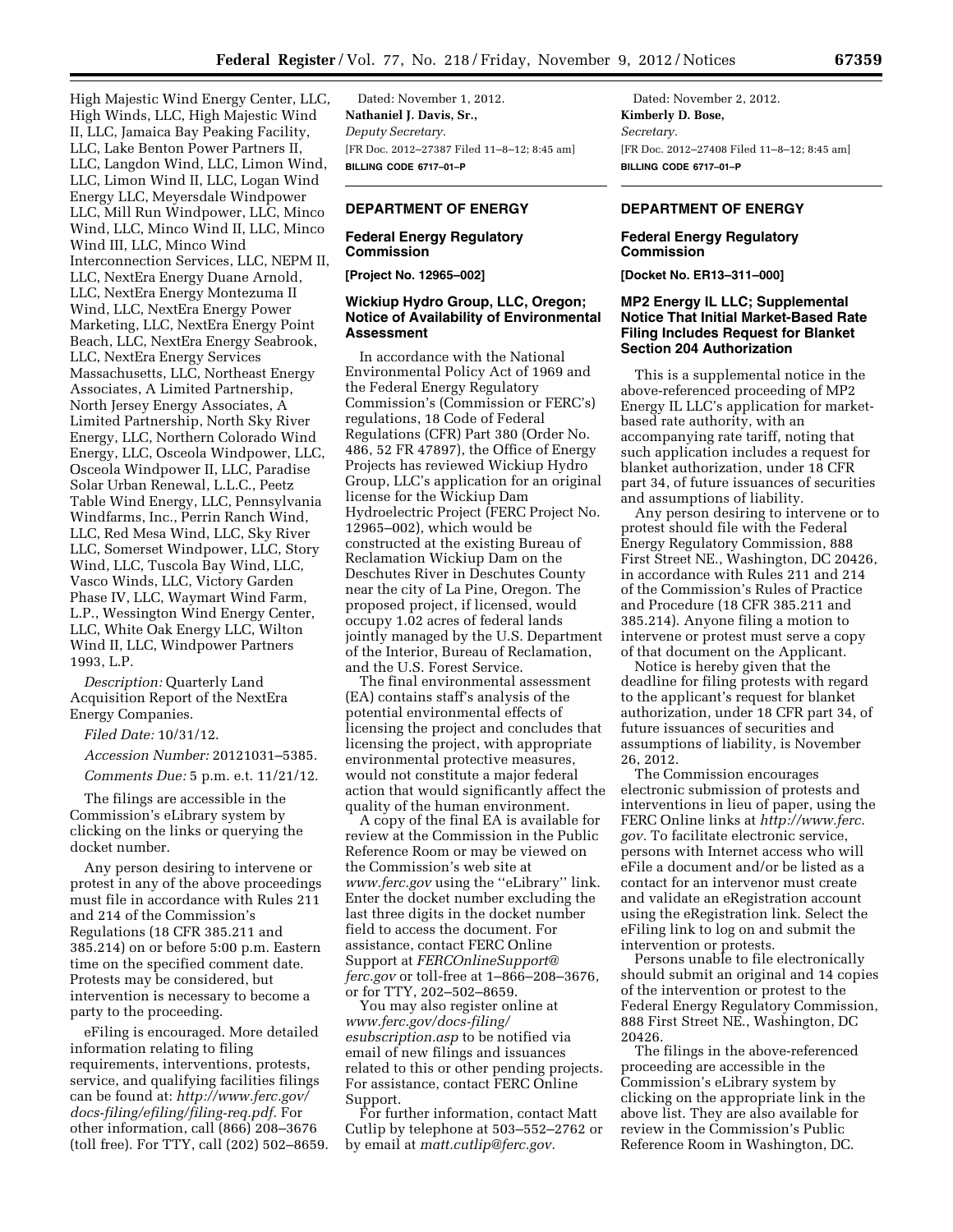High Majestic Wind Energy Center, LLC, High Winds, LLC, High Majestic Wind II, LLC, Jamaica Bay Peaking Facility, LLC, Lake Benton Power Partners II, LLC, Langdon Wind, LLC, Limon Wind, LLC, Limon Wind II, LLC, Logan Wind Energy LLC, Meyersdale Windpower LLC, Mill Run Windpower, LLC, Minco Wind, LLC, Minco Wind II, LLC, Minco Wind III, LLC, Minco Wind Interconnection Services, LLC, NEPM II, LLC, NextEra Energy Duane Arnold, LLC, NextEra Energy Montezuma II Wind, LLC, NextEra Energy Power Marketing, LLC, NextEra Energy Point Beach, LLC, NextEra Energy Seabrook, LLC, NextEra Energy Services Massachusetts, LLC, Northeast Energy Associates, A Limited Partnership, North Jersey Energy Associates, A Limited Partnership, North Sky River Energy, LLC, Northern Colorado Wind Energy, LLC, Osceola Windpower, LLC, Osceola Windpower II, LLC, Paradise Solar Urban Renewal, L.L.C., Peetz Table Wind Energy, LLC, Pennsylvania Windfarms, Inc., Perrin Ranch Wind, LLC, Red Mesa Wind, LLC, Sky River LLC, Somerset Windpower, LLC, Story Wind, LLC, Tuscola Bay Wind, LLC, Vasco Winds, LLC, Victory Garden Phase IV, LLC, Waymart Wind Farm, L.P., Wessington Wind Energy Center, LLC, White Oak Energy LLC, Wilton Wind II, LLC, Windpower Partners 1993, L.P.

*Description:* Quarterly Land Acquisition Report of the NextEra Energy Companies.

*Filed Date:* 10/31/12.

*Accession Number:* 20121031–5385.

*Comments Due:* 5 p.m. e.t. 11/21/12.

The filings are accessible in the Commission's eLibrary system by clicking on the links or querying the docket number.

Any person desiring to intervene or protest in any of the above proceedings must file in accordance with Rules 211 and 214 of the Commission's Regulations (18 CFR 385.211 and 385.214) on or before 5:00 p.m. Eastern time on the specified comment date. Protests may be considered, but intervention is necessary to become a party to the proceeding.

eFiling is encouraged. More detailed information relating to filing requirements, interventions, protests, service, and qualifying facilities filings can be found at: *http://www.ferc.gov/docs-filing/efiling/filing-req.pdf.* For other information, call (866) 208–3676 (toll free). For TTY, call (202) 502–8659.

Dated: November 1, 2012.

**Nathaniel J. Davis, Sr.,**

*Deputy Secretary.*

[FR Doc. 2012–27387 Filed 11–8–12; 8:45 am]

**BILLING CODE 6717–01–P**

## DEPARTMENT OF ENERGY

### Federal Energy Regulatory Commission

**[Project No. 12965–002]**

### Wickiup Hydro Group, LLC, Oregon; Notice of Availability of Environmental Assessment

In accordance with the National Environmental Policy Act of 1969 and the Federal Energy Regulatory Commission's (Commission or FERC's) regulations, 18 Code of Federal Regulations (CFR) Part 380 (Order No. 486, 52 FR 47897), the Office of Energy Projects has reviewed Wickiup Hydro Group, LLC's application for an original license for the Wickiup Dam Hydroelectric Project (FERC Project No. 12965–002), which would be constructed at the existing Bureau of Reclamation Wickiup Dam on the Deschutes River in Deschutes County near the city of La Pine, Oregon. The proposed project, if licensed, would occupy 1.02 acres of federal lands jointly managed by the U.S. Department of the Interior, Bureau of Reclamation, and the U.S. Forest Service.

The final environmental assessment (EA) contains staff's analysis of the potential environmental effects of licensing the project and concludes that licensing the project, with appropriate environmental protective measures, would not constitute a major federal action that would significantly affect the quality of the human environment.

A copy of the final EA is available for review at the Commission in the Public Reference Room or may be viewed on the Commission's web site at *www.ferc.gov* using the ''eLibrary'' link. Enter the docket number excluding the last three digits in the docket number field to access the document. For assistance, contact FERC Online Support at *FERCOnlineSupport@ferc.gov* or toll-free at 1–866–208–3676, or for TTY, 202–502–8659.

You may also register online at *www.ferc.gov/docs-filing/esubscription.asp* to be notified via email of new filings and issuances related to this or other pending projects. For assistance, contact FERC Online Support.

For further information, contact Matt Cutlip by telephone at 503–552–2762 or by email at *matt.cutlip@ferc.gov.*

Dated: November 2, 2012.

**Kimberly D. Bose,**

*Secretary.*

[FR Doc. 2012–27408 Filed 11–8–12; 8:45 am]

**BILLING CODE 6717–01–P**

## DEPARTMENT OF ENERGY

### Federal Energy Regulatory Commission

**[Docket No. ER13–311–000]**

### MP2 Energy IL LLC; Supplemental Notice That Initial Market-Based Rate Filing Includes Request for Blanket Section 204 Authorization

This is a supplemental notice in the above-referenced proceeding of MP2 Energy IL LLC's application for market-based rate authority, with an accompanying rate tariff, noting that such application includes a request for blanket authorization, under 18 CFR part 34, of future issuances of securities and assumptions of liability.

Any person desiring to intervene or to protest should file with the Federal Energy Regulatory Commission, 888 First Street NE., Washington, DC 20426, in accordance with Rules 211 and 214 of the Commission's Rules of Practice and Procedure (18 CFR 385.211 and 385.214). Anyone filing a motion to intervene or protest must serve a copy of that document on the Applicant.

Notice is hereby given that the deadline for filing protests with regard to the applicant's request for blanket authorization, under 18 CFR part 34, of future issuances of securities and assumptions of liability, is November 26, 2012.

The Commission encourages electronic submission of protests and interventions in lieu of paper, using the FERC Online links at *http://www.ferc.gov.* To facilitate electronic service, persons with Internet access who will eFile a document and/or be listed as a contact for an intervenor must create and validate an eRegistration account using the eRegistration link. Select the eFiling link to log on and submit the intervention or protests.

Persons unable to file electronically should submit an original and 14 copies of the intervention or protest to the Federal Energy Regulatory Commission, 888 First Street NE., Washington, DC 20426.

The filings in the above-referenced proceeding are accessible in the Commission's eLibrary system by clicking on the appropriate link in the above list. They are also available for review in the Commission's Public Reference Room in Washington, DC.